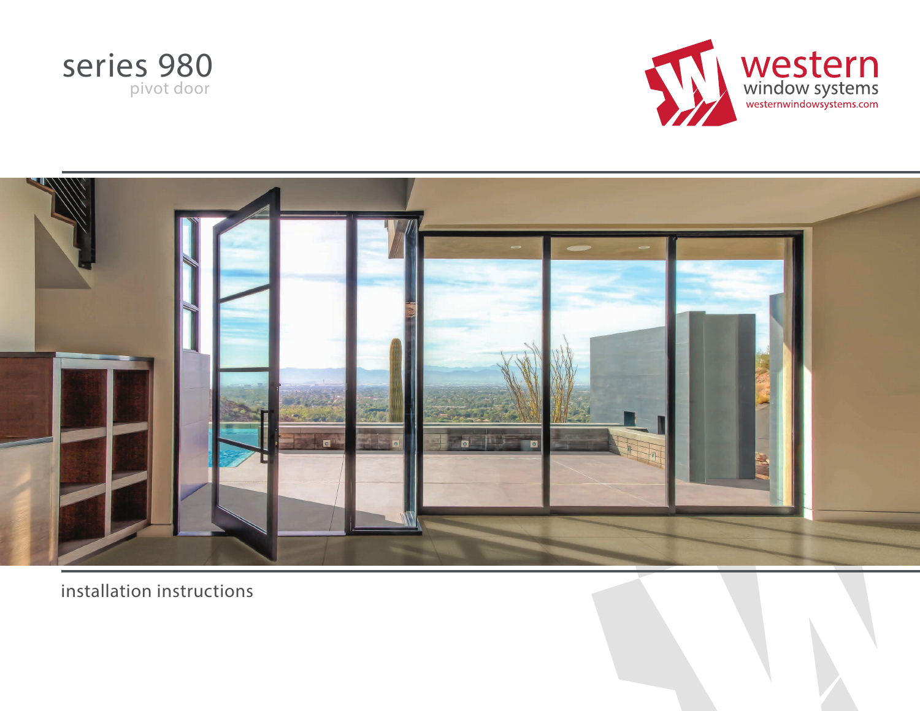# series 980
pivot door

western
window systems
westernwindowsystems.com

installation instructions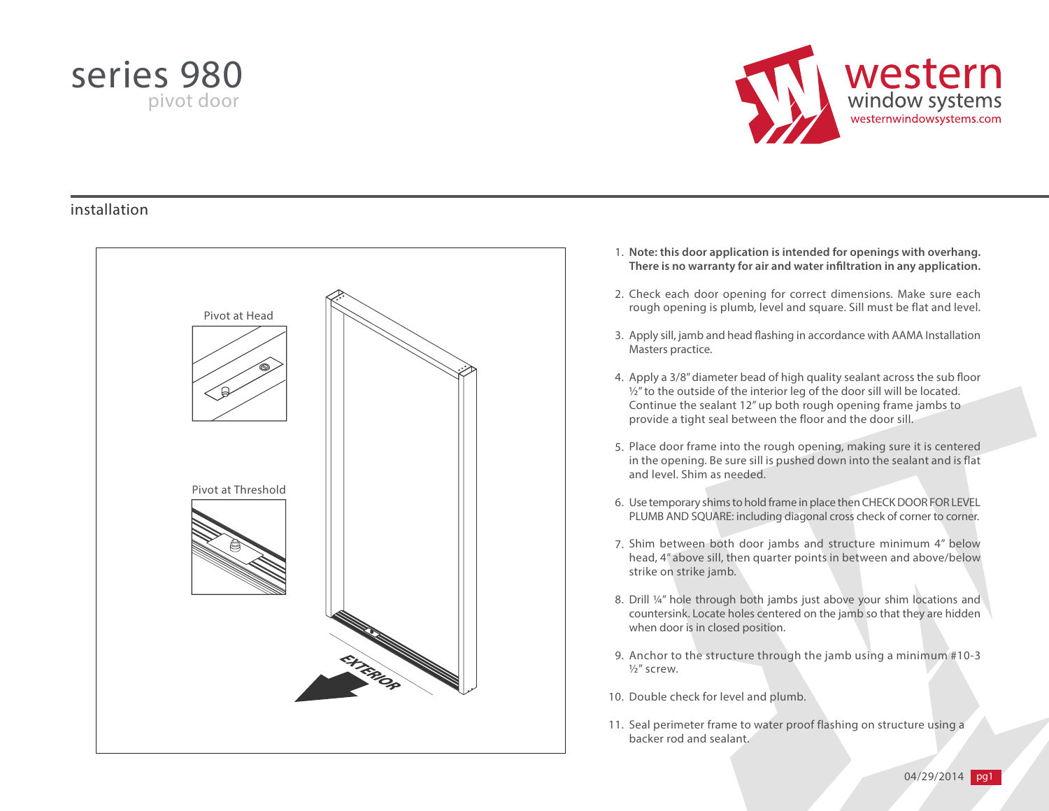# series 980
pivot door

## installation

Pivot at Head

Pivot at Threshold

EXTERIOR

1. **Note: this door application is intended for openings with overhang. There is no warranty for air and water infiltration in any application.**
2. Check each door opening for correct dimensions. Make sure each rough opening is plumb, level and square. Sill must be flat and level.
3. Apply sill, jamb and head flashing in accordance with AAMA Installation Masters practice.
4. Apply a 3/8" diameter bead of high quality sealant across the sub floor ½" to the outside of the interior leg of the door sill will be located. Continue the sealant 12" up both rough opening frame jambs to provide a tight seal between the floor and the door sill.
5. Place door frame into the rough opening, making sure it is centered in the opening. Be sure sill is pushed down into the sealant and is flat and level. Shim as needed.
6. Use temporary shims to hold frame in place then CHECK DOOR FOR LEVEL PLUMB AND SQUARE: including diagonal cross check of corner to corner.
7. Shim between both door jambs and structure minimum 4" below head, 4" above sill, then quarter points in between and above/below strike on strike jamb.
8. Drill ¼" hole through both jambs just above your shim locations and countersink. Locate holes centered on the jamb so that they are hidden when door is in closed position.
9. Anchor to the structure through the jamb using a minimum #10-3 ½" screw.
10. Double check for level and plumb.
11. Seal perimeter frame to water proof flashing on structure using a backer rod and sealant.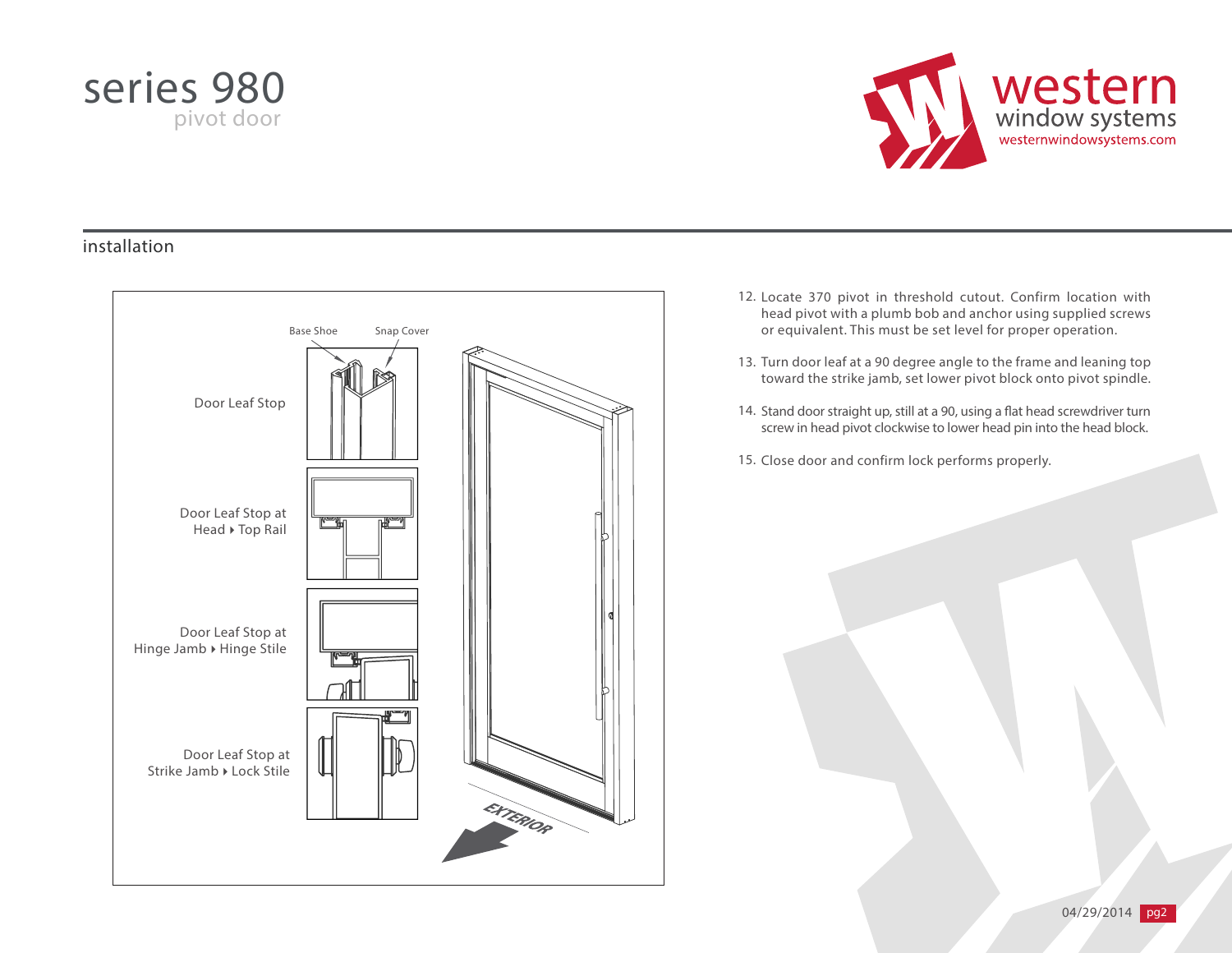# series 980

pivot door

## installation

Base Shoe

Snap Cover

Door Leaf Stop

Door Leaf Stop at Head ▸ Top Rail

Door Leaf Stop at Hinge Jamb ▸ Hinge Stile

Door Leaf Stop at Strike Jamb ▸ Lock Stile

EXTERIOR

12. Locate 370 pivot in threshold cutout. Confirm location with head pivot with a plumb bob and anchor using supplied screws or equivalent. This must be set level for proper operation.
13. Turn door leaf at a 90 degree angle to the frame and leaning top toward the strike jamb, set lower pivot block onto pivot spindle.
14. Stand door straight up, still at a 90, using a flat head screwdriver turn screw in head pivot clockwise to lower head pin into the head block.
15. Close door and confirm lock performs properly.

04/29/2014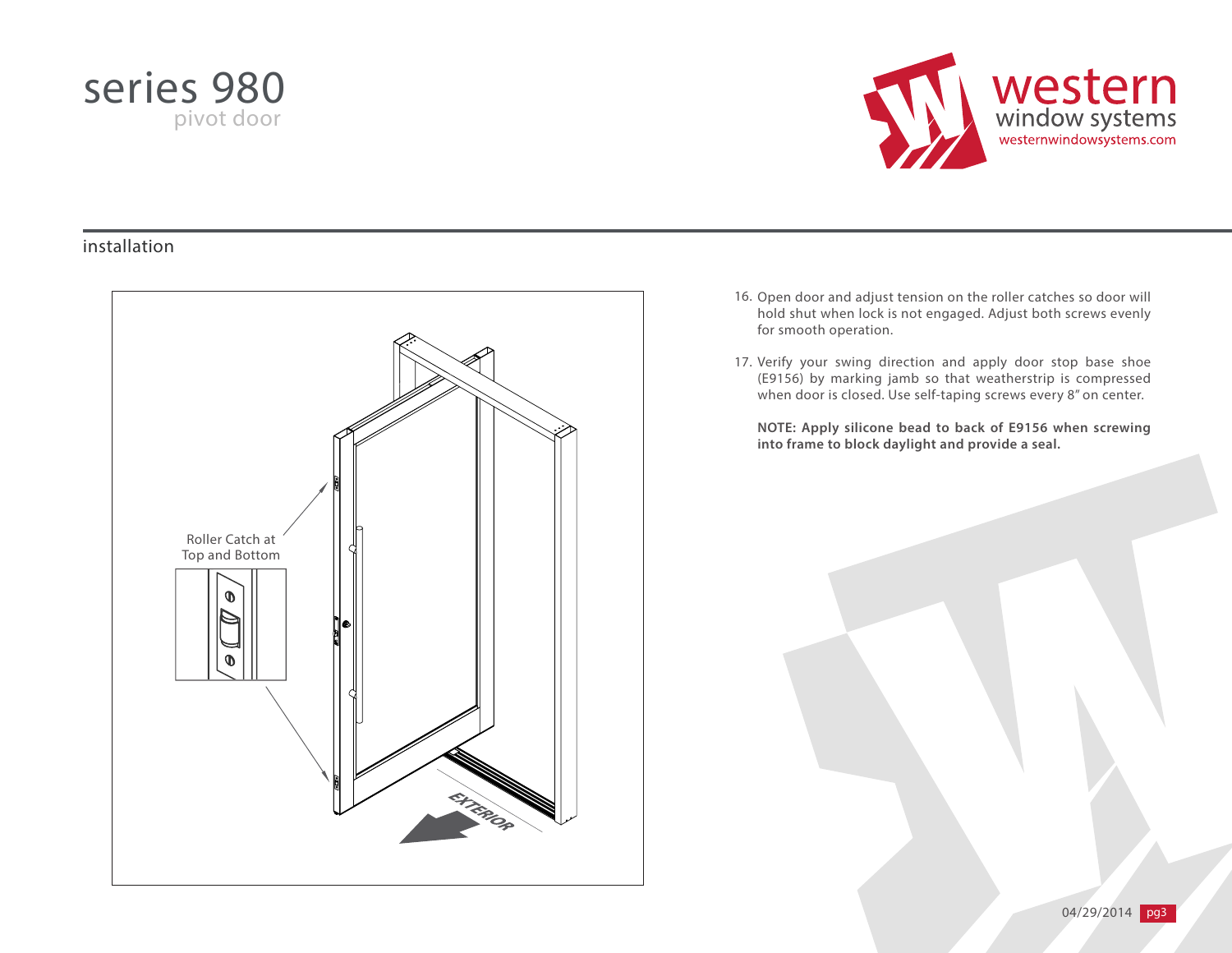# series 980
pivot door

## installation

Roller Catch at Top and Bottom

EXTERIOR

16. Open door and adjust tension on the roller catches so door will hold shut when lock is not engaged. Adjust both screws evenly for smooth operation.

17. Verify your swing direction and apply door stop base shoe (E9156) by marking jamb so that weatherstrip is compressed when door is closed. Use self-taping screws every 8" on center.

    **NOTE: Apply silicone bead to back of E9156 when screwing into frame to block daylight and provide a seal.**

04/29/2014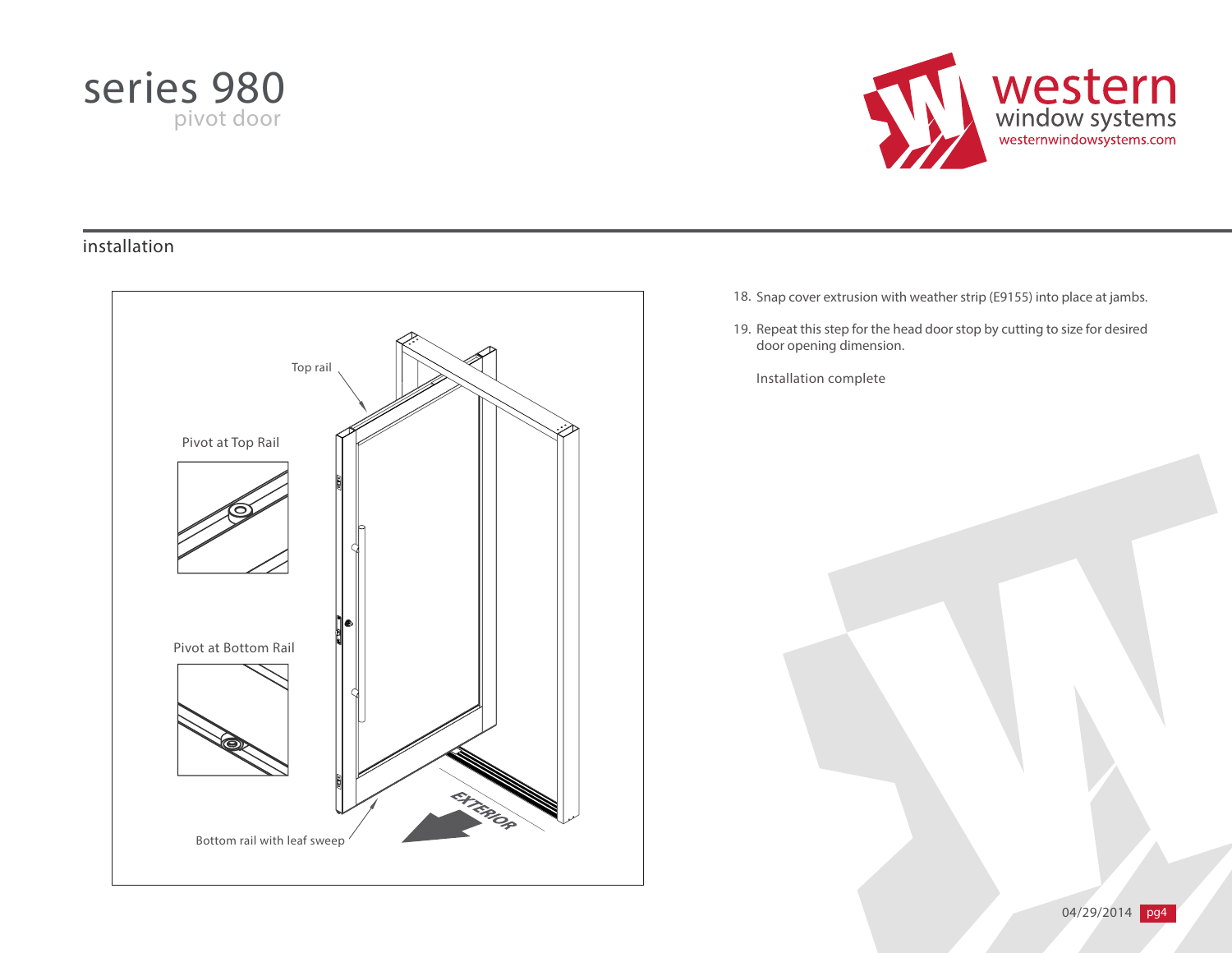## installation

Top rail

Pivot at Top Rail

Pivot at Bottom Rail

Bottom rail with leaf sweep

EXTERIOR

18. Snap cover extrusion with weather strip (E9155) into place at jambs.
19. Repeat this step for the head door stop by cutting to size for desired door opening dimension.

    Installation complete

04/29/2014